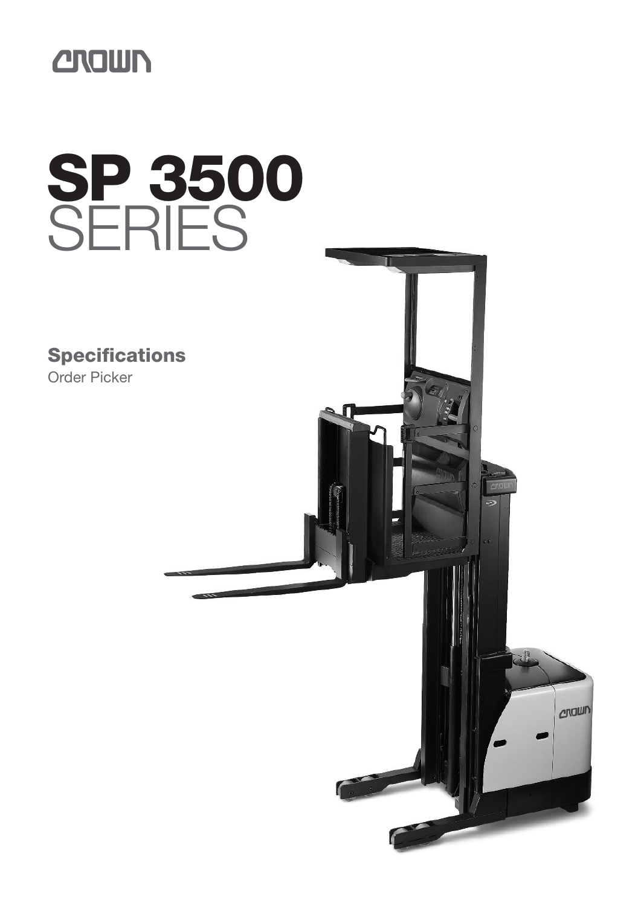CROWN

# SP 3500 SERIES

## Specifications

Order Picker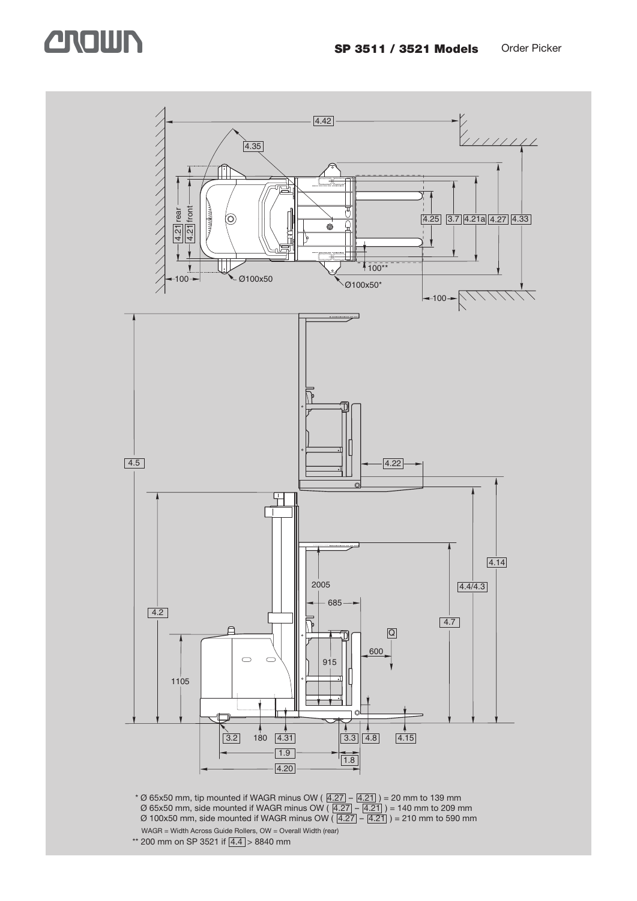**SP 3511 / 3521 Models** Order Picker

\* Ø 65x50 mm, tip mounted if WAGR minus OW ( 4.27 – 4.21 ) = 20 mm to 139 mm
Ø 65x50 mm, side mounted if WAGR minus OW ( 4.27 – 4.21 ) = 140 mm to 209 mm
Ø 100x50 mm, side mounted if WAGR minus OW ( 4.27 – 4.21 ) = 210 mm to 590 mm
WAGR = Width Across Guide Rollers, OW = Overall Width (rear)

\*\* 200 mm on SP 3521 if 4.4 > 8840 mm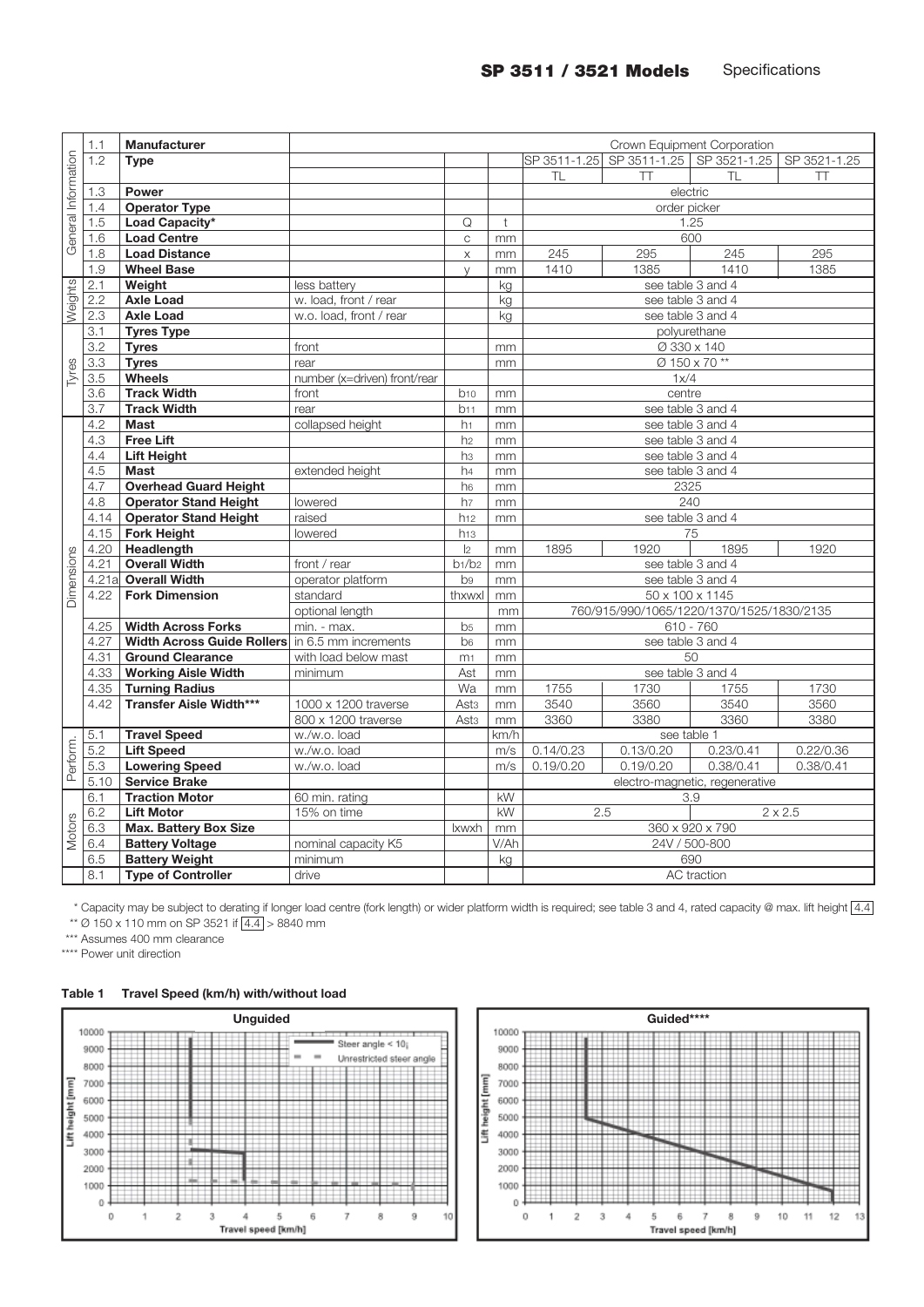## SP 3511 / 3521 Models Specifications

| | | | | | | | | | |
|---|---|---|---|---|---|---|---|---|---|
| General Information | 1.1 | **Manufacturer** | | | | Crown Equipment Corporation | | | |
| | 1.2 | **Type** | | | | SP 3511-1.25 | SP 3511-1.25 | SP 3521-1.25 | SP 3521-1.25 |
| | | | | | | TL | TT | TL | TT |
| | 1.3 | **Power** | | | | electric | | | |
| | 1.4 | **Operator Type** | | | | order picker | | | |
| | 1.5 | **Load Capacity*** | | Q | t | 1.25 | | | |
| | 1.6 | **Load Centre** | | c | mm | 600 | | | |
| | 1.8 | **Load Distance** | | x | mm | 245 | 295 | 245 | 295 |
| | 1.9 | **Wheel Base** | | y | mm | 1410 | 1385 | 1410 | 1385 |
| Weights | 2.1 | **Weight** | less battery | | kg | see table 3 and 4 | | | |
| | 2.2 | **Axle Load** | w. load, front / rear | | kg | see table 3 and 4 | | | |
| | 2.3 | **Axle Load** | w.o. load, front / rear | | kg | see table 3 and 4 | | | |
| Tyres | 3.1 | **Tyres Type** | | | | polyurethane | | | |
| | 3.2 | **Tyres** | front | | mm | Ø 330 x 140 | | | |
| | 3.3 | **Tyres** | rear | | mm | Ø 150 x 70 ** | | | |
| | 3.5 | **Wheels** | number (x=driven) front/rear | | | 1x/4 | | | |
| | 3.6 | **Track Width** | front | $b_{10}$ | mm | centre | | | |
| | 3.7 | **Track Width** | rear | $b_{11}$ | mm | see table 3 and 4 | | | |
| Dimensions | 4.2 | **Mast** | collapsed height | $h_1$ | mm | see table 3 and 4 | | | |
| | 4.3 | **Free Lift** | | $h_2$ | mm | see table 3 and 4 | | | |
| | 4.4 | **Lift Height** | | $h_3$ | mm | see table 3 and 4 | | | |
| | 4.5 | **Mast** | extended height | $h_4$ | mm | see table 3 and 4 | | | |
| | 4.7 | **Overhead Guard Height** | | $h_6$ | mm | 2325 | | | |
| | 4.8 | **Operator Stand Height** | lowered | $h_7$ | mm | 240 | | | |
| | 4.14 | **Operator Stand Height** | raised | $h_{12}$ | mm | see table 3 and 4 | | | |
| | 4.15 | **Fork Height** | lowered | $h_{13}$ | | 75 | | | |
| | 4.20 | **Headlength** | | $l_2$ | mm | 1895 | 1920 | 1895 | 1920 |
| | 4.21 | **Overall Width** | front / rear | $b_1/b_2$ | mm | see table 3 and 4 | | | |
| | 4.21a | **Overall Width** | operator platform | $b_9$ | mm | see table 3 and 4 | | | |
| | 4.22 | **Fork Dimension** | standard | thxwxl | mm | 50 x 100 x 1145 | | | |
| | | | optional length | | mm | 760/915/990/1065/1220/1370/1525/1830/2135 | | | |
| | 4.25 | **Width Across Forks** | min. - max. | $b_5$ | mm | 610 - 760 | | | |
| | 4.27 | **Width Across Guide Rollers** | in 6.5 mm increments | $b_6$ | mm | see table 3 and 4 | | | |
| | 4.31 | **Ground Clearance** | with load below mast | $m_1$ | mm | 50 | | | |
| | 4.33 | **Working Aisle Width** | minimum | Ast | mm | see table 3 and 4 | | | |
| | 4.35 | **Turning Radius** | | Wa | mm | 1755 | 1730 | 1755 | 1730 |
| | 4.42 | **Transfer Aisle Width*** ** | 1000 x 1200 traverse | $Ast_3$ | mm | 3540 | 3560 | 3540 | 3560 |
| | | | 800 x 1200 traverse | $Ast_3$ | mm | 3360 | 3380 | 3360 | 3380 |
| Perform. | 5.1 | **Travel Speed** | w./w.o. load | | km/h | see table 1 | | | |
| | 5.2 | **Lift Speed** | w./w.o. load | | m/s | 0.14/0.23 | 0.13/0.20 | 0.23/0.41 | 0.22/0.36 |
| | 5.3 | **Lowering Speed** | w./w.o. load | | m/s | 0.19/0.20 | 0.19/0.20 | 0.38/0.41 | 0.38/0.41 |
| | 5.10 | **Service Brake** | | | | electro-magnetic, regenerative | | | |
| Motors | 6.1 | **Traction Motor** | 60 min. rating | | kW | 3.9 | | | |
| | 6.2 | **Lift Motor** | 15% on time | | kW | 2.5 | | 2 x 2.5 | |
| | 6.3 | **Max. Battery Box Size** | | lxwxh | mm | 360 x 920 x 790 | | | |
| | 6.4 | **Battery Voltage** | nominal capacity K5 | | V/Ah | 24V / 500-800 | | | |
| | 6.5 | **Battery Weight** | minimum | | kg | 690 | | | |
| | 8.1 | **Type of Controller** | drive | | | AC traction | | | |

\* Capacity may be subject to derating if longer load centre (fork length) or wider platform width is required; see table 3 and 4, rated capacity @ max. lift height 4.4

\*\* Ø 150 x 110 mm on SP 3521 if 4.4 > 8840 mm

\*\*\* Assumes 400 mm clearance

\*\*\*\* Power unit direction

**Table 1 Travel Speed (km/h) with/without load**

Unguided — Lift height [mm] vs. Travel speed [km/h]; legend: Steer angle < 10°, Unrestricted steer angle

Guided**** — Lift height [mm] vs. Travel speed [km/h]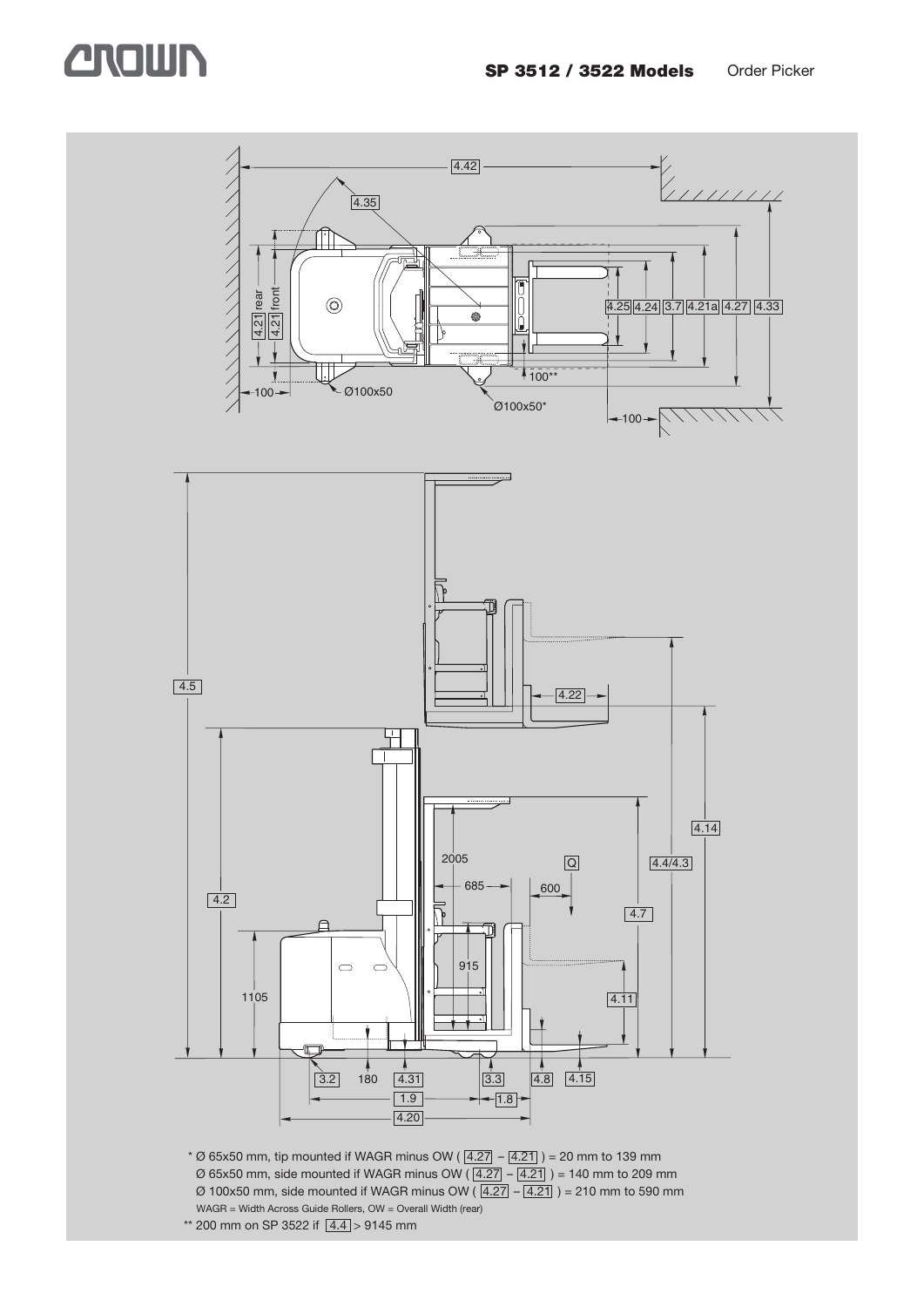\* Ø 65x50 mm, tip mounted if WAGR minus OW ( 4.27 – 4.21 ) = 20 mm to 139 mm
Ø 65x50 mm, side mounted if WAGR minus OW ( 4.27 – 4.21 ) = 140 mm to 209 mm
Ø 100x50 mm, side mounted if WAGR minus OW ( 4.27 – 4.21 ) = 210 mm to 590 mm
WAGR = Width Across Guide Rollers, OW = Overall Width (rear)

\*\* 200 mm on SP 3522 if 4.4 > 9145 mm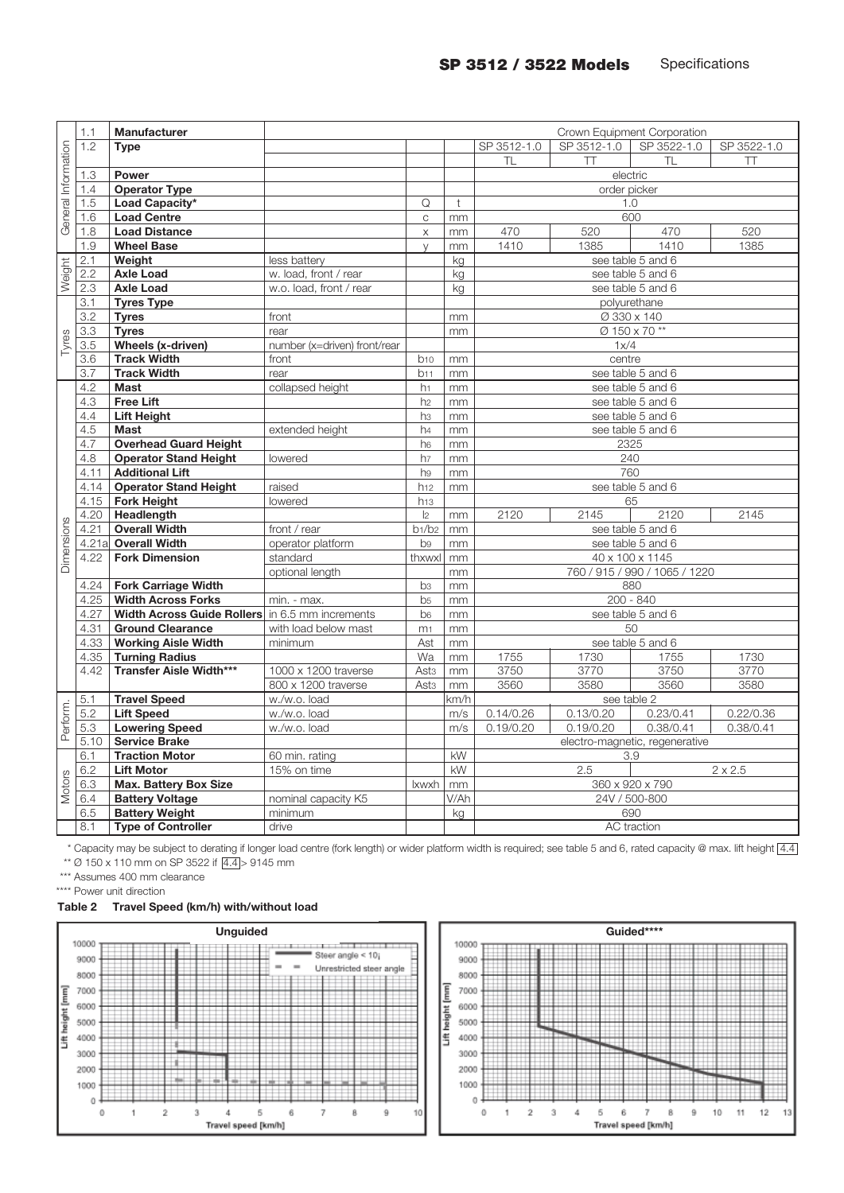## SP 3512 / 3522 Models Specifications

| | | | | | | | | | |
|---|---|---|---|---|---|---|---|---|---|
| General Information | 1.1 | **Manufacturer** | | | | Crown Equipment Corporation | | | |
| | 1.2 | **Type** | | | | SP 3512-1.0 | SP 3512-1.0 | SP 3522-1.0 | SP 3522-1.0 |
| | | | | | | TL | TT | TL | TT |
| | 1.3 | **Power** | | | | electric | | | |
| | 1.4 | **Operator Type** | | | | order picker | | | |
| | 1.5 | **Load Capacity*** | | Q | t | 1.0 | | | |
| | 1.6 | **Load Centre** | | c | mm | 600 | | | |
| | 1.8 | **Load Distance** | | x | mm | 470 | 520 | 470 | 520 |
| | 1.9 | **Wheel Base** | | y | mm | 1410 | 1385 | 1410 | 1385 |
| Weight | 2.1 | **Weight** | less battery | | kg | see table 5 and 6 | | | |
| | 2.2 | **Axle Load** | w. load, front / rear | | kg | see table 5 and 6 | | | |
| | 2.3 | **Axle Load** | w.o. load, front / rear | | kg | see table 5 and 6 | | | |
| Tyres | 3.1 | **Tyres Type** | | | | polyurethane | | | |
| | 3.2 | **Tyres** | front | | mm | Ø 330 x 140 | | | |
| | 3.3 | **Tyres** | rear | | mm | Ø 150 x 70 ** | | | |
| | 3.5 | **Wheels (x-driven)** | number (x=driven) front/rear | | | 1x/4 | | | |
| | 3.6 | **Track Width** | front | $b_{10}$ | mm | centre | | | |
| | 3.7 | **Track Width** | rear | $b_{11}$ | mm | see table 5 and 6 | | | |
| Dimensions | 4.2 | **Mast** | collapsed height | $h_1$ | mm | see table 5 and 6 | | | |
| | 4.3 | **Free Lift** | | $h_2$ | mm | see table 5 and 6 | | | |
| | 4.4 | **Lift Height** | | $h_3$ | mm | see table 5 and 6 | | | |
| | 4.5 | **Mast** | extended height | $h_4$ | mm | see table 5 and 6 | | | |
| | 4.7 | **Overhead Guard Height** | | $h_6$ | mm | 2325 | | | |
| | 4.8 | **Operator Stand Height** | lowered | $h_7$ | mm | 240 | | | |
| | 4.11 | **Additional Lift** | | $h_9$ | mm | 760 | | | |
| | 4.14 | **Operator Stand Height** | raised | $h_{12}$ | mm | see table 5 and 6 | | | |
| | 4.15 | **Fork Height** | lowered | $h_{13}$ | | 65 | | | |
| | 4.20 | **Headlength** | | $l_2$ | mm | 2120 | 2145 | 2120 | 2145 |
| | 4.21 | **Overall Width** | front / rear | $b_1/b_2$ | mm | see table 5 and 6 | | | |
| | 4.21a | **Overall Width** | operator platform | $b_9$ | mm | see table 5 and 6 | | | |
| | 4.22 | **Fork Dimension** | standard | thxwxl | mm | 40 x 100 x 1145 | | | |
| | | | optional length | | mm | 760 / 915 / 990 / 1065 / 1220 | | | |
| | 4.24 | **Fork Carriage Width** | | $b_3$ | mm | 880 | | | |
| | 4.25 | **Width Across Forks** | min. - max. | $b_5$ | mm | 200 - 840 | | | |
| | 4.27 | **Width Across Guide Rollers** | in 6.5 mm increments | $b_6$ | mm | see table 5 and 6 | | | |
| | 4.31 | **Ground Clearance** | with load below mast | $m_1$ | mm | 50 | | | |
| | 4.33 | **Working Aisle Width** | minimum | Ast | mm | see table 5 and 6 | | | |
| | 4.35 | **Turning Radius** | | Wa | mm | 1755 | 1730 | 1755 | 1730 |
| | 4.42 | **Transfer Aisle Width***** | 1000 x 1200 traverse | $Ast_3$ | mm | 3750 | 3770 | 3750 | 3770 |
| | | | 800 x 1200 traverse | $Ast_3$ | mm | 3560 | 3580 | 3560 | 3580 |
| Perform. | 5.1 | **Travel Speed** | w./w.o. load | | km/h | see table 2 | | | |
| | 5.2 | **Lift Speed** | w./w.o. load | | m/s | 0.14/0.26 | 0.13/0.20 | 0.23/0.41 | 0.22/0.36 |
| | 5.3 | **Lowering Speed** | w./w.o. load | | m/s | 0.19/0.20 | 0.19/0.20 | 0.38/0.41 | 0.38/0.41 |
| | 5.10 | **Service Brake** | | | | electro-magnetic, regenerative | | | |
| Motors | 6.1 | **Traction Motor** | 60 min. rating | | kW | 3.9 | | | |
| | 6.2 | **Lift Motor** | 15% on time | | kW | 2.5 | | 2 x 2.5 | |
| | 6.3 | **Max. Battery Box Size** | | lxwxh | mm | 360 x 920 x 790 | | | |
| | 6.4 | **Battery Voltage** | nominal capacity K5 | | V/Ah | 24V / 500-800 | | | |
| | 6.5 | **Battery Weight** | minimum | | kg | 690 | | | |
| | 8.1 | **Type of Controller** | drive | | | AC traction | | | |

\* Capacity may be subject to derating if longer load centre (fork length) or wider platform width is required; see table 5 and 6, rated capacity @ max. lift height 4.4

** Ø 150 x 110 mm on SP 3522 if 4.4 > 9145 mm

*** Assumes 400 mm clearance

**** Power unit direction

**Table 2 Travel Speed (km/h) with/without load**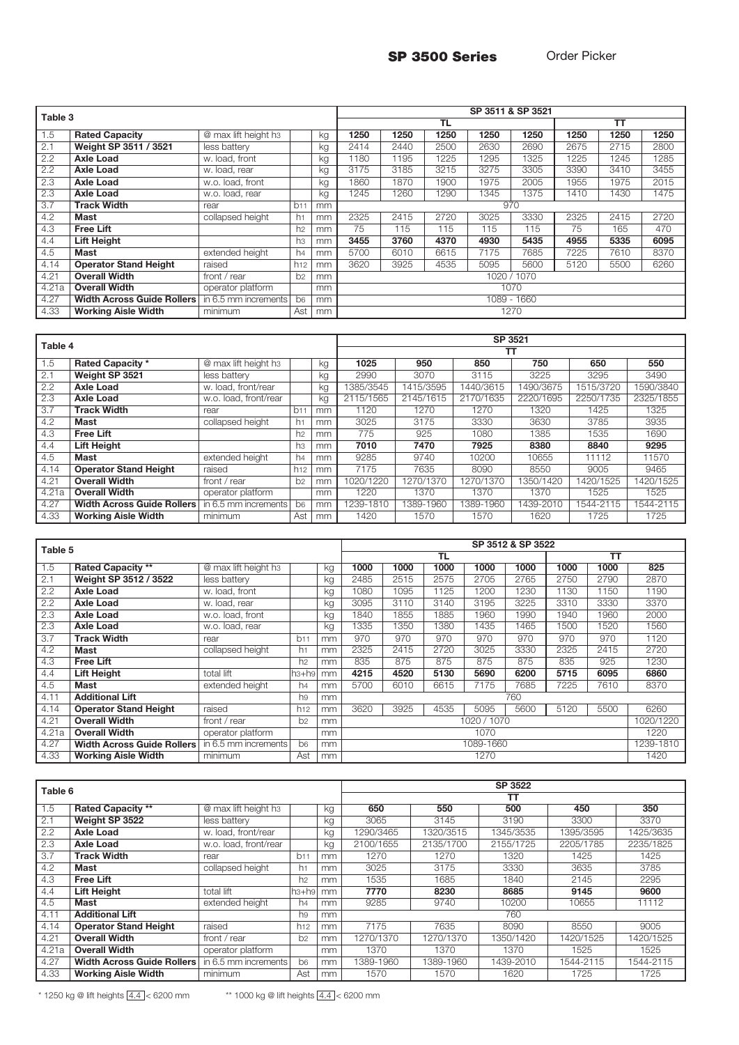**SP 3500 Series** Order Picker

| Table 3 | | | | | SP 3511 & SP 3521 | | | | | | | |
|---|---|---|---|---|---|---|---|---|---|---|---|---|
| | | | | | TL | | | | | TT | | |
| 1.5 | **Rated Capacity** | @ max lift height $h_3$ | | kg | **1250** | **1250** | **1250** | **1250** | **1250** | **1250** | **1250** | **1250** |
| 2.1 | **Weight SP 3511 / 3521** | less battery | | kg | 2414 | 2440 | 2500 | 2630 | 2690 | 2675 | 2715 | 2800 |
| 2.2 | **Axle Load** | w. load, front | | kg | 1180 | 1195 | 1225 | 1295 | 1325 | 1225 | 1245 | 1285 |
| 2.2 | **Axle Load** | w. load, rear | | kg | 3175 | 3185 | 3215 | 3275 | 3305 | 3390 | 3410 | 3455 |
| 2.3 | **Axle Load** | w.o. load, front | | kg | 1860 | 1870 | 1900 | 1975 | 2005 | 1955 | 1975 | 2015 |
| 2.3 | **Axle Load** | w.o. load, rear | | kg | 1245 | 1260 | 1290 | 1345 | 1375 | 1410 | 1430 | 1475 |
| 3.7 | **Track Width** | rear | $b_{11}$ | mm | 970 | | | | | | | |
| 4.2 | **Mast** | collapsed height | $h_1$ | mm | 2325 | 2415 | 2720 | 3025 | 3330 | 2325 | 2415 | 2720 |
| 4.3 | **Free Lift** | | $h_2$ | mm | 75 | 115 | 115 | 115 | 115 | 75 | 165 | 470 |
| 4.4 | **Lift Height** | | $h_3$ | mm | **3455** | **3760** | **4370** | **4930** | **5435** | **4955** | **5335** | **6095** |
| 4.5 | **Mast** | extended height | $h_4$ | mm | 5700 | 6010 | 6615 | 7175 | 7685 | 7225 | 7610 | 8370 |
| 4.14 | **Operator Stand Height** | raised | $h_{12}$ | mm | 3620 | 3925 | 4535 | 5095 | 5600 | 5120 | 5500 | 6260 |
| 4.21 | **Overall Width** | front / rear | $b_2$ | mm | 1020 / 1070 | | | | | | | |
| 4.21a | **Overall Width** | operator platform | | mm | 1070 | | | | | | | |
| 4.27 | **Width Across Guide Rollers** | in 6.5 mm increments | $b_6$ | mm | 1089 - 1660 | | | | | | | |
| 4.33 | **Working Aisle Width** | minimum | Ast | mm | 1270 | | | | | | | |

| Table 4 | | | | | SP 3521 | | | | | |
|---|---|---|---|---|---|---|---|---|---|---|
| | | | | | TT | | | | | |
| 1.5 | **Rated Capacity *** | @ max lift height $h_3$ | | kg | **1025** | **950** | **850** | **750** | **650** | **550** |
| 2.1 | **Weight SP 3521** | less battery | | kg | 2990 | 3070 | 3115 | 3225 | 3295 | 3490 |
| 2.2 | **Axle Load** | w. load, front/rear | | kg | 1385/3545 | 1415/3595 | 1440/3615 | 1490/3675 | 1515/3720 | 1590/3840 |
| 2.3 | **Axle Load** | w.o. load, front/rear | | kg | 2115/1565 | 2145/1615 | 2170/1635 | 2220/1695 | 2250/1735 | 2325/1855 |
| 3.7 | **Track Width** | rear | $b_{11}$ | mm | 1120 | 1270 | 1270 | 1320 | 1425 | 1325 |
| 4.2 | **Mast** | collapsed height | $h_1$ | mm | 3025 | 3175 | 3330 | 3630 | 3785 | 3935 |
| 4.3 | **Free Lift** | | $h_2$ | mm | 775 | 925 | 1080 | 1385 | 1535 | 1690 |
| 4.4 | **Lift Height** | | $h_3$ | mm | **7010** | **7470** | **7925** | **8380** | **8840** | **9295** |
| 4.5 | **Mast** | extended height | $h_4$ | mm | 9285 | 9740 | 10200 | 10655 | 11112 | 11570 |
| 4.14 | **Operator Stand Height** | raised | $h_{12}$ | mm | 7175 | 7635 | 8090 | 8550 | 9005 | 9465 |
| 4.21 | **Overall Width** | front / rear | $b_2$ | mm | 1020/1220 | 1270/1370 | 1270/1370 | 1350/1420 | 1420/1525 | 1420/1525 |
| 4.21a | **Overall Width** | operator platform | | mm | 1220 | 1370 | 1370 | 1370 | 1525 | 1525 |
| 4.27 | **Width Across Guide Rollers** | in 6.5 mm increments | $b_6$ | mm | 1239-1810 | 1389-1960 | 1389-1960 | 1439-2010 | 1544-2115 | 1544-2115 |
| 4.33 | **Working Aisle Width** | minimum | Ast | mm | 1420 | 1570 | 1570 | 1620 | 1725 | 1725 |

| Table 5 | | | | | SP 3512 & SP 3522 | | | | | | | |
|---|---|---|---|---|---|---|---|---|---|---|---|---|
| | | | | | TL | | | | | TT | | |
| 1.5 | **Rated Capacity **** | @ max lift height $h_3$ | | kg | **1000** | **1000** | **1000** | **1000** | **1000** | **1000** | **1000** | **825** |
| 2.1 | **Weight SP 3512 / 3522** | less battery | | kg | 2485 | 2515 | 2575 | 2705 | 2765 | 2750 | 2790 | 2870 |
| 2.2 | **Axle Load** | w. load, front | | kg | 1080 | 1095 | 1125 | 1200 | 1230 | 1130 | 1150 | 1190 |
| 2.2 | **Axle Load** | w. load, rear | | kg | 3095 | 3110 | 3140 | 3195 | 3225 | 3310 | 3330 | 3370 |
| 2.3 | **Axle Load** | w.o. load, front | | kg | 1840 | 1855 | 1885 | 1960 | 1990 | 1940 | 1960 | 2000 |
| 2.3 | **Axle Load** | w.o. load, rear | | kg | 1335 | 1350 | 1380 | 1435 | 1465 | 1500 | 1520 | 1560 |
| 3.7 | **Track Width** | rear | $b_{11}$ | mm | 970 | 970 | 970 | 970 | 970 | 970 | 970 | 1120 |
| 4.2 | **Mast** | collapsed height | $h_1$ | mm | 2325 | 2415 | 2720 | 3025 | 3330 | 2325 | 2415 | 2720 |
| 4.3 | **Free Lift** | | $h_2$ | mm | 835 | 875 | 875 | 875 | 875 | 835 | 925 | 1230 |
| 4.4 | **Lift Height** | total lift | $h_3+h_9$ | mm | **4215** | **4520** | **5130** | **5690** | **6200** | **5715** | **6095** | **6860** |
| 4.5 | **Mast** | extended height | $h_4$ | mm | 5700 | 6010 | 6615 | 7175 | 7685 | 7225 | 7610 | 8370 |
| 4.11 | **Additional Lift** | | $h_9$ | mm | 760 | | | | | | | |
| 4.14 | **Operator Stand Height** | raised | $h_{12}$ | mm | 3620 | 3925 | 4535 | 5095 | 5600 | 5120 | 5500 | 6260 |
| 4.21 | **Overall Width** | front / rear | $b_2$ | mm | 1020 / 1070 | | | | | | | 1020/1220 |
| 4.21a | **Overall Width** | operator platform | | mm | 1070 | | | | | | | 1220 |
| 4.27 | **Width Across Guide Rollers** | in 6.5 mm increments | $b_6$ | mm | 1089-1660 | | | | | | | 1239-1810 |
| 4.33 | **Working Aisle Width** | minimum | Ast | mm | 1270 | | | | | | | 1420 |

| Table 6 | | | | | SP 3522 | | | | |
|---|---|---|---|---|---|---|---|---|---|
| | | | | | TT | | | | |
| 1.5 | **Rated Capacity **** | @ max lift height $h_3$ | | kg | **650** | **550** | **500** | **450** | **350** |
| 2.1 | **Weight SP 3522** | less battery | | kg | 3065 | 3145 | 3190 | 3300 | 3370 |
| 2.2 | **Axle Load** | w. load, front/rear | | kg | 1290/3465 | 1320/3515 | 1345/3535 | 1395/3595 | 1425/3635 |
| 2.3 | **Axle Load** | w.o. load, front/rear | | kg | 2100/1655 | 2135/1700 | 2155/1725 | 2205/1785 | 2235/1825 |
| 3.7 | **Track Width** | rear | $b_{11}$ | mm | 1270 | 1270 | 1320 | 1425 | 1425 |
| 4.2 | **Mast** | collapsed height | $h_1$ | mm | 3025 | 3175 | 3330 | 3635 | 3785 |
| 4.3 | **Free Lift** | | $h_2$ | mm | 1535 | 1685 | 1840 | 2145 | 2295 |
| 4.4 | **Lift Height** | total lift | $h_3+h_9$ | mm | **7770** | **8230** | **8685** | **9145** | **9600** |
| 4.5 | **Mast** | extended height | $h_4$ | mm | 9285 | 9740 | 10200 | 10655 | 11112 |
| 4.11 | **Additional Lift** | | $h_9$ | mm | 760 | | | | |
| 4.14 | **Operator Stand Height** | raised | $h_{12}$ | mm | 7175 | 7635 | 8090 | 8550 | 9005 |
| 4.21 | **Overall Width** | front / rear | $b_2$ | mm | 1270/1370 | 1270/1370 | 1350/1420 | 1420/1525 | 1420/1525 |
| 4.21a | **Overall Width** | operator platform | | mm | 1370 | 1370 | 1370 | 1525 | 1525 |
| 4.27 | **Width Across Guide Rollers** | in 6.5 mm increments | $b_6$ | mm | 1389-1960 | 1389-1960 | 1439-2010 | 1544-2115 | 1544-2115 |
| 4.33 | **Working Aisle Width** | minimum | Ast | mm | 1570 | 1570 | 1620 | 1725 | 1725 |

* 1250 kg @ lift heights 4.4 < 6200 mm ** 1000 kg @ lift heights 4.4 < 6200 mm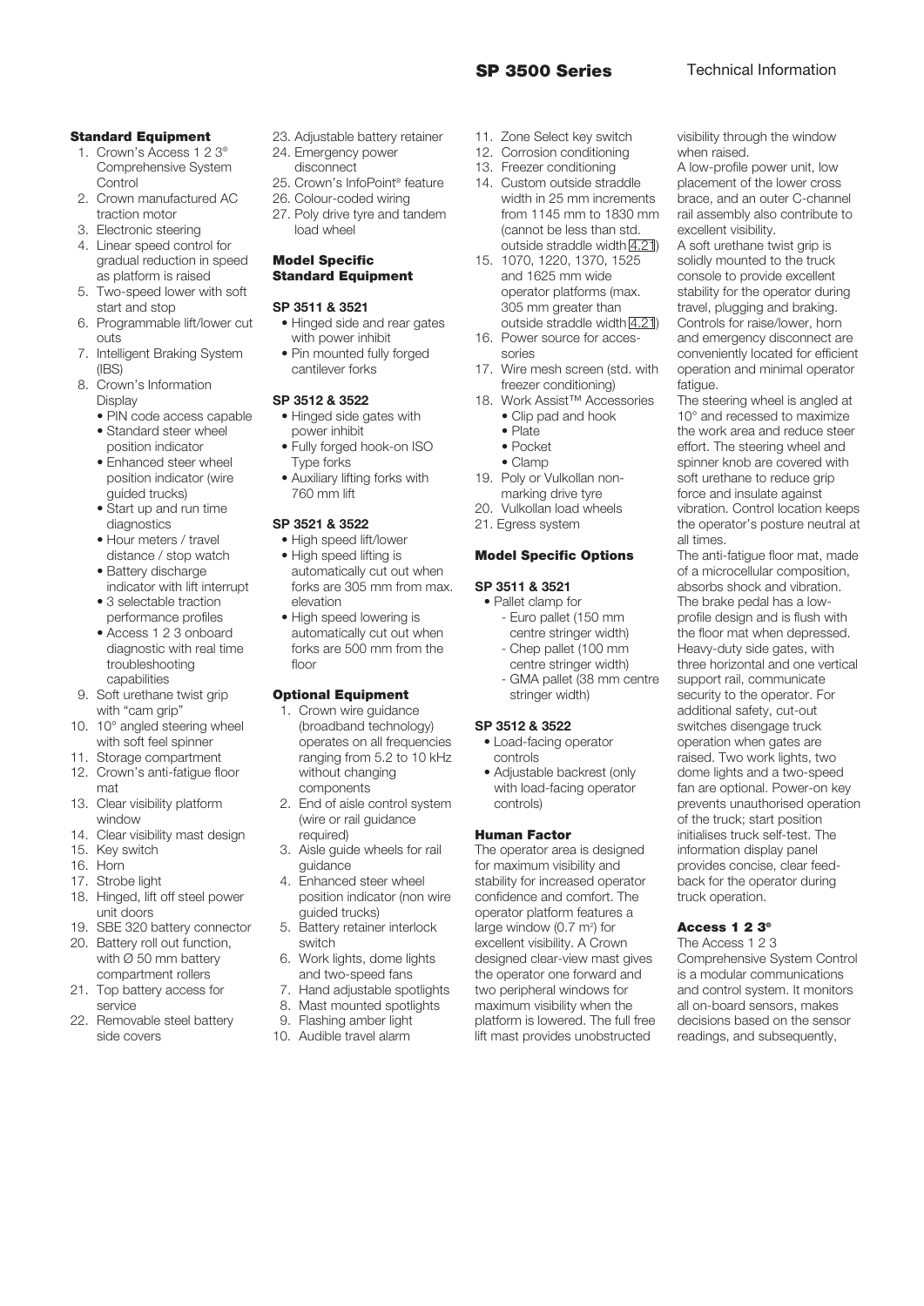## Standard Equipment

1. Crown's Access 1 2 3® Comprehensive System Control
2. Crown manufactured AC traction motor
3. Electronic steering
4. Linear speed control for gradual reduction in speed as platform is raised
5. Two-speed lower with soft start and stop
6. Programmable lift/lower cut outs
7. Intelligent Braking System (IBS)
8. Crown's Information Display
   - PIN code access capable
   - Standard steer wheel position indicator
   - Enhanced steer wheel position indicator (wire guided trucks)
   - Start up and run time diagnostics
   - Hour meters / travel distance / stop watch
   - Battery discharge indicator with lift interrupt
   - 3 selectable traction performance profiles
   - Access 1 2 3 onboard diagnostic with real time troubleshooting capabilities
9. Soft urethane twist grip with "cam grip"
10. 10° angled steering wheel with soft feel spinner
11. Storage compartment
12. Crown's anti-fatigue floor mat
13. Clear visibility platform window
14. Clear visibility mast design
15. Key switch
16. Horn
17. Strobe light
18. Hinged, lift off steel power unit doors
19. SBE 320 battery connector
20. Battery roll out function, with Ø 50 mm battery compartment rollers
21. Top battery access for service
22. Removable steel battery side covers
23. Adjustable battery retainer
24. Emergency power disconnect
25. Crown's InfoPoint® feature
26. Colour-coded wiring
27. Poly drive tyre and tandem load wheel

## Model Specific Standard Equipment

### SP 3511 & 3521

- Hinged side and rear gates with power inhibit
- Pin mounted fully forged cantilever forks

### SP 3512 & 3522

- Hinged side gates with power inhibit
- Fully forged hook-on ISO Type forks
- Auxiliary lifting forks with 760 mm lift

### SP 3521 & 3522

- High speed lift/lower
- High speed lifting is automatically cut out when forks are 305 mm from max. elevation
- High speed lowering is automatically cut out when forks are 500 mm from the floor

## Optional Equipment

1. Crown wire guidance (broadband technology) operates on all frequencies ranging from 5.2 to 10 kHz without changing components
2. End of aisle control system (wire or rail guidance required)
3. Aisle guide wheels for rail guidance
4. Enhanced steer wheel position indicator (non wire guided trucks)
5. Battery retainer interlock switch
6. Work lights, dome lights and two-speed fans
7. Hand adjustable spotlights
8. Mast mounted spotlights
9. Flashing amber light
10. Audible travel alarm
11. Zone Select key switch
12. Corrosion conditioning
13. Freezer conditioning
14. Custom outside straddle width in 25 mm increments from 1145 mm to 1830 mm (cannot be less than std. outside straddle width 4.21)
15. 1070, 1220, 1370, 1525 and 1625 mm wide operator platforms (max. 305 mm greater than outside straddle width 4.21)
16. Power source for accessories
17. Wire mesh screen (std. with freezer conditioning)
18. Work Assist™ Accessories
    - Clip pad and hook
    - Plate
    - Pocket
    - Clamp
19. Poly or Vulkollan non-marking drive tyre
20. Vulkollan load wheels
21. Egress system

## Model Specific Options

### SP 3511 & 3521

- Pallet clamp for
  - Euro pallet (150 mm centre stringer width)
  - Chep pallet (100 mm centre stringer width)
  - GMA pallet (38 mm centre stringer width)

### SP 3512 & 3522

- Load-facing operator controls
- Adjustable backrest (only with load-facing operator controls)

## Human Factor

The operator area is designed for maximum visibility and stability for increased operator confidence and comfort. The operator platform features a large window (0.7 m²) for excellent visibility. A Crown designed clear-view mast gives the operator one forward and two peripheral windows for maximum visibility when the platform is lowered. The full free lift mast provides unobstructed visibility through the window when raised.

A low-profile power unit, low placement of the lower cross brace, and an outer C-channel rail assembly also contribute to excellent visibility.

A soft urethane twist grip is solidly mounted to the truck console to provide excellent stability for the operator during travel, plugging and braking. Controls for raise/lower, horn and emergency disconnect are conveniently located for efficient operation and minimal operator fatigue.

The steering wheel is angled at 10° and recessed to maximize the work area and reduce steer effort. The steering wheel and spinner knob are covered with soft urethane to reduce grip force and insulate against vibration. Control location keeps the operator's posture neutral at all times.

The anti-fatigue floor mat, made of a microcellular composition, absorbs shock and vibration. The brake pedal has a low-profile design and is flush with the floor mat when depressed. Heavy-duty side gates, with three horizontal and one vertical support rail, communicate security to the operator. For additional safety, cut-out switches disengage truck operation when gates are raised. Two work lights, two dome lights and a two-speed fan are optional. Power-on key prevents unauthorised operation of the truck; start position initialises truck self-test. The information display panel provides concise, clear feedback for the operator during truck operation.

## Access 1 2 3®

The Access 1 2 3 Comprehensive System Control is a modular communications and control system. It monitors all on-board sensors, makes decisions based on the sensor readings, and subsequently,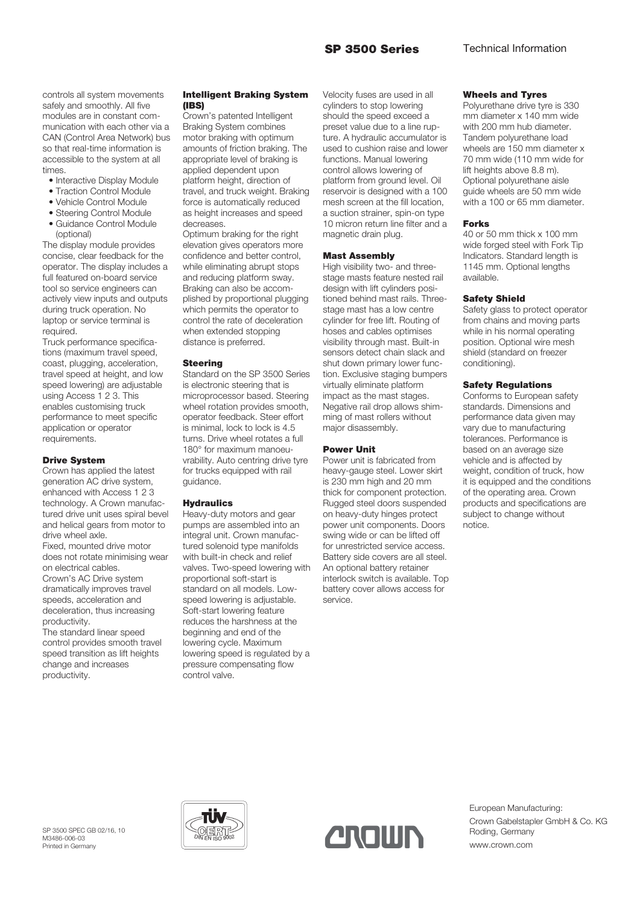controls all system movements safely and smoothly. All five modules are in constant communication with each other via a CAN (Control Area Network) bus so that real-time information is accessible to the system at all times.

- Interactive Display Module
- Traction Control Module
- Vehicle Control Module
- Steering Control Module
- Guidance Control Module (optional)

The display module provides concise, clear feedback for the operator. The display includes a full featured on-board service tool so service engineers can actively view inputs and outputs during truck operation. No laptop or service terminal is required.

Truck performance specifications (maximum travel speed, coast, plugging, acceleration, travel speed at height, and low speed lowering) are adjustable using Access 1 2 3. This enables customising truck performance to meet specific application or operator requirements.

### Drive System

Crown has applied the latest generation AC drive system, enhanced with Access 1 2 3 technology. A Crown manufactured drive unit uses spiral bevel and helical gears from motor to drive wheel axle.

Fixed, mounted drive motor does not rotate minimising wear on electrical cables.

Crown's AC Drive system dramatically improves travel speeds, acceleration and deceleration, thus increasing productivity.

The standard linear speed control provides smooth travel speed transition as lift heights change and increases productivity.

### Intelligent Braking System (IBS)

Crown's patented Intelligent Braking System combines motor braking with optimum amounts of friction braking. The appropriate level of braking is applied dependent upon platform height, direction of travel, and truck weight. Braking force is automatically reduced as height increases and speed decreases.

Optimum braking for the right elevation gives operators more confidence and better control, while eliminating abrupt stops and reducing platform sway. Braking can also be accomplished by proportional plugging which permits the operator to control the rate of deceleration when extended stopping distance is preferred.

### Steering

Standard on the SP 3500 Series is electronic steering that is microprocessor based. Steering wheel rotation provides smooth, operator feedback. Steer effort is minimal, lock to lock is 4.5 turns. Drive wheel rotates a full 180° for maximum manoeuvrability. Auto centring drive tyre for trucks equipped with rail guidance.

### Hydraulics

Heavy-duty motors and gear pumps are assembled into an integral unit. Crown manufactured solenoid type manifolds with built-in check and relief valves. Two-speed lowering with proportional soft-start is standard on all models. Low-speed lowering is adjustable. Soft-start lowering feature reduces the harshness at the beginning and end of the lowering cycle. Maximum lowering speed is regulated by a pressure compensating flow control valve.

Velocity fuses are used in all cylinders to stop lowering should the speed exceed a preset value due to a line rupture. A hydraulic accumulator is used to cushion raise and lower functions. Manual lowering control allows lowering of platform from ground level. Oil reservoir is designed with a 100 mesh screen at the fill location, a suction strainer, spin-on type 10 micron return line filter and a magnetic drain plug.

### Mast Assembly

High visibility two- and three-stage masts feature nested rail design with lift cylinders positioned behind mast rails. Three-stage mast has a low centre cylinder for free lift. Routing of hoses and cables optimises visibility through mast. Built-in sensors detect chain slack and shut down primary lower function. Exclusive staging bumpers virtually eliminate platform impact as the mast stages. Negative rail drop allows shimming of mast rollers without major disassembly.

### Power Unit

Power unit is fabricated from heavy-gauge steel. Lower skirt is 230 mm high and 20 mm thick for component protection. Rugged steel doors suspended on heavy-duty hinges protect power unit components. Doors swing wide or can be lifted off for unrestricted service access. Battery side covers are all steel. An optional battery retainer interlock switch is available. Top battery cover allows access for service.

### Wheels and Tyres

Polyurethane drive tyre is 330 mm diameter x 140 mm wide with 200 mm hub diameter. Tandem polyurethane load wheels are 150 mm diameter x 70 mm wide (110 mm wide for lift heights above 8.8 m). Optional polyurethane aisle guide wheels are 50 mm wide with a 100 or 65 mm diameter.

### Forks

40 or 50 mm thick x 100 mm wide forged steel with Fork Tip Indicators. Standard length is 1145 mm. Optional lengths available.

### Safety Shield

Safety glass to protect operator from chains and moving parts while in his normal operating position. Optional wire mesh shield (standard on freezer conditioning).

### Safety Regulations

Conforms to European safety standards. Dimensions and performance data given may vary due to manufacturing tolerances. Performance is based on an average size vehicle and is affected by weight, condition of truck, how it is equipped and the conditions of the operating area. Crown products and specifications are subject to change without notice.

SP 3500 SPEC GB 02/16, 10
M3486-006-03
Printed in Germany

European Manufacturing:
Crown Gabelstapler GmbH & Co. KG
Roding, Germany
www.crown.com